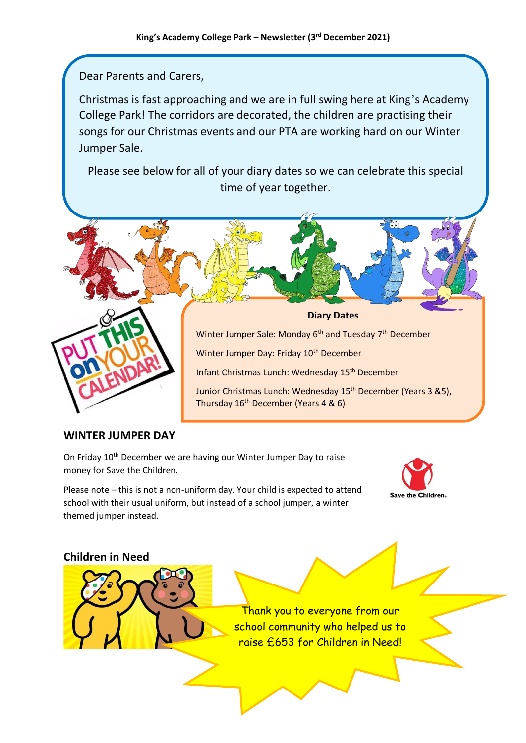**King's Academy College Park – Newsletter (3rd December 2021)**

Dear Parents and Carers,

Christmas is fast approaching and we are in full swing here at King's Academy College Park! The corridors are decorated, the children are practising their songs for our Christmas events and our PTA are working hard on our Winter Jumper Sale.

Please see below for all of your diary dates so we can celebrate this special time of year together.

PUT THIS on YOUR CALENDAR!

## Diary Dates

Winter Jumper Sale: Monday 6th and Tuesday 7th December

Winter Jumper Day: Friday 10th December

Infant Christmas Lunch: Wednesday 15th December

Junior Christmas Lunch: Wednesday 15th December (Years 3 &5), Thursday 16th December (Years 4 & 6)

## WINTER JUMPER DAY

On Friday 10th December we are having our Winter Jumper Day to raise money for Save the Children.

Please note – this is not a non-uniform day. Your child is expected to attend school with their usual uniform, but instead of a school jumper, a winter themed jumper instead.

Save the Children

## Children in Need

Thank you to everyone from our school community who helped us to raise £653 for Children in Need!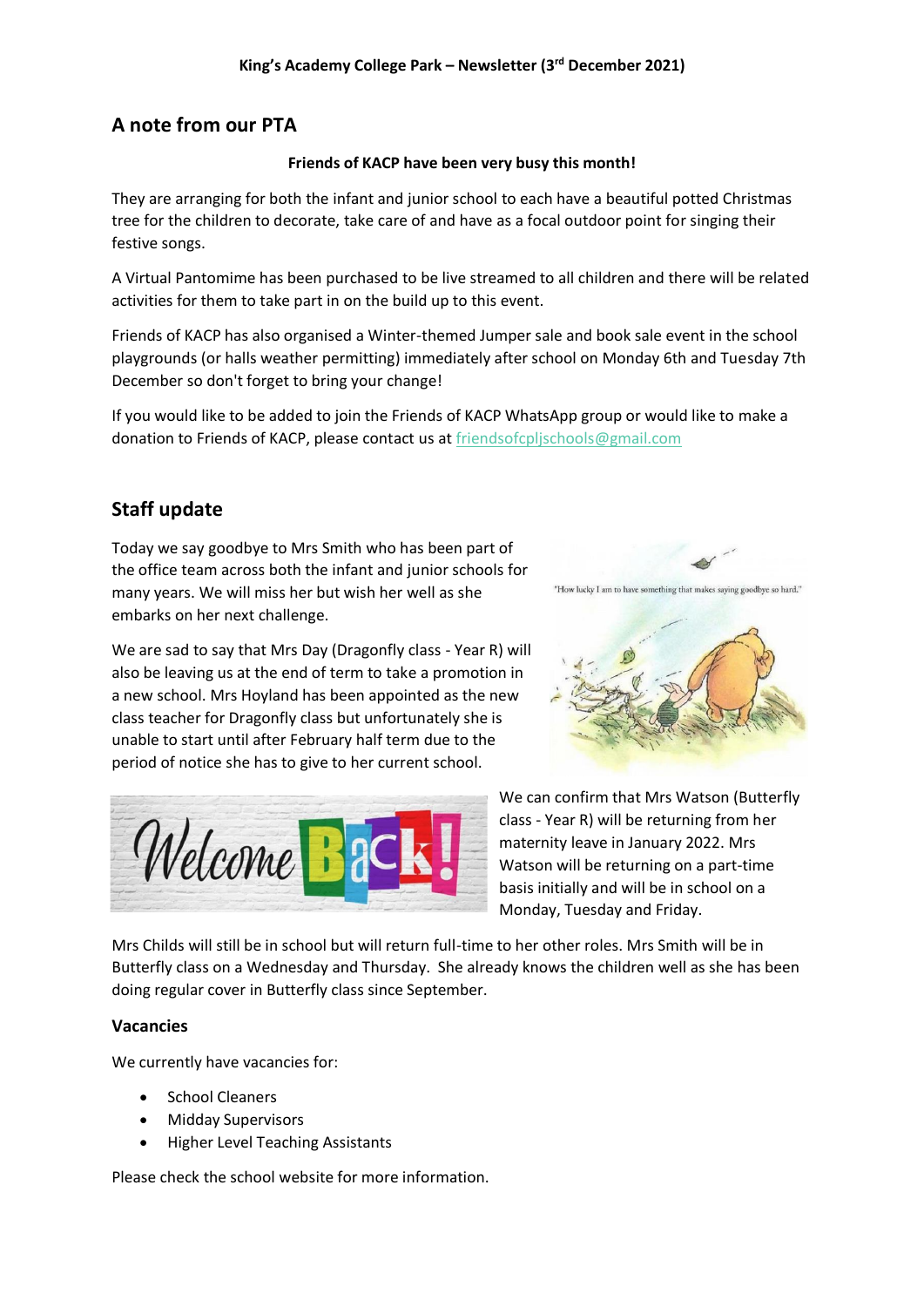## A note from our PTA

**Friends of KACP have been very busy this month!**

They are arranging for both the infant and junior school to each have a beautiful potted Christmas tree for the children to decorate, take care of and have as a focal outdoor point for singing their festive songs.

A Virtual Pantomime has been purchased to be live streamed to all children and there will be related activities for them to take part in on the build up to this event.

Friends of KACP has also organised a Winter-themed Jumper sale and book sale event in the school playgrounds (or halls weather permitting) immediately after school on Monday 6th and Tuesday 7th December so don't forget to bring your change!

If you would like to be added to join the Friends of KACP WhatsApp group or would like to make a donation to Friends of KACP, please contact us at friendsofcpljschools@gmail.com

## Staff update

Today we say goodbye to Mrs Smith who has been part of the office team across both the infant and junior schools for many years. We will miss her but wish her well as she embarks on her next challenge.

We are sad to say that Mrs Day (Dragonfly class - Year R) will also be leaving us at the end of term to take a promotion in a new school. Mrs Hoyland has been appointed as the new class teacher for Dragonfly class but unfortunately she is unable to start until after February half term due to the period of notice she has to give to her current school.

We can confirm that Mrs Watson (Butterfly class - Year R) will be returning from her maternity leave in January 2022. Mrs Watson will be returning on a part-time basis initially and will be in school on a Monday, Tuesday and Friday.

Mrs Childs will still be in school but will return full-time to her other roles. Mrs Smith will be in Butterfly class on a Wednesday and Thursday. She already knows the children well as she has been doing regular cover in Butterfly class since September.

### Vacancies

We currently have vacancies for:

- School Cleaners
- Midday Supervisors
- Higher Level Teaching Assistants

Please check the school website for more information.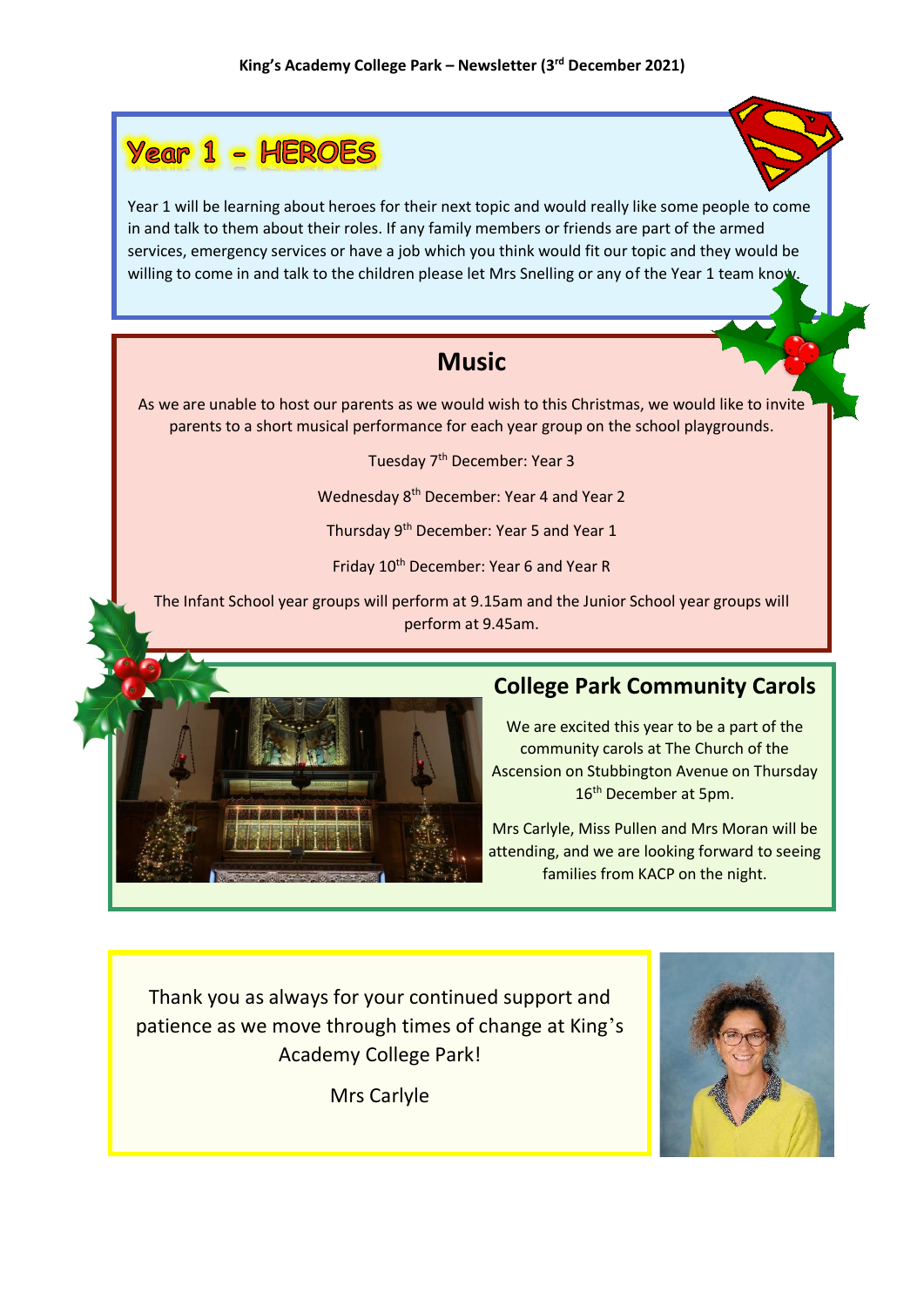## Year 1 - HEROES

Year 1 will be learning about heroes for their next topic and would really like some people to come in and talk to them about their roles. If any family members or friends are part of the armed services, emergency services or have a job which you think would fit our topic and they would be willing to come in and talk to the children please let Mrs Snelling or any of the Year 1 team know.

## Music

As we are unable to host our parents as we would wish to this Christmas, we would like to invite parents to a short musical performance for each year group on the school playgrounds.

Tuesday 7th December: Year 3

Wednesday 8th December: Year 4 and Year 2

Thursday 9th December: Year 5 and Year 1

Friday 10th December: Year 6 and Year R

The Infant School year groups will perform at 9.15am and the Junior School year groups will perform at 9.45am.

## College Park Community Carols

We are excited this year to be a part of the community carols at The Church of the Ascension on Stubbington Avenue on Thursday 16th December at 5pm.

Mrs Carlyle, Miss Pullen and Mrs Moran will be attending, and we are looking forward to seeing families from KACP on the night.

Thank you as always for your continued support and patience as we move through times of change at King's Academy College Park!

Mrs Carlyle